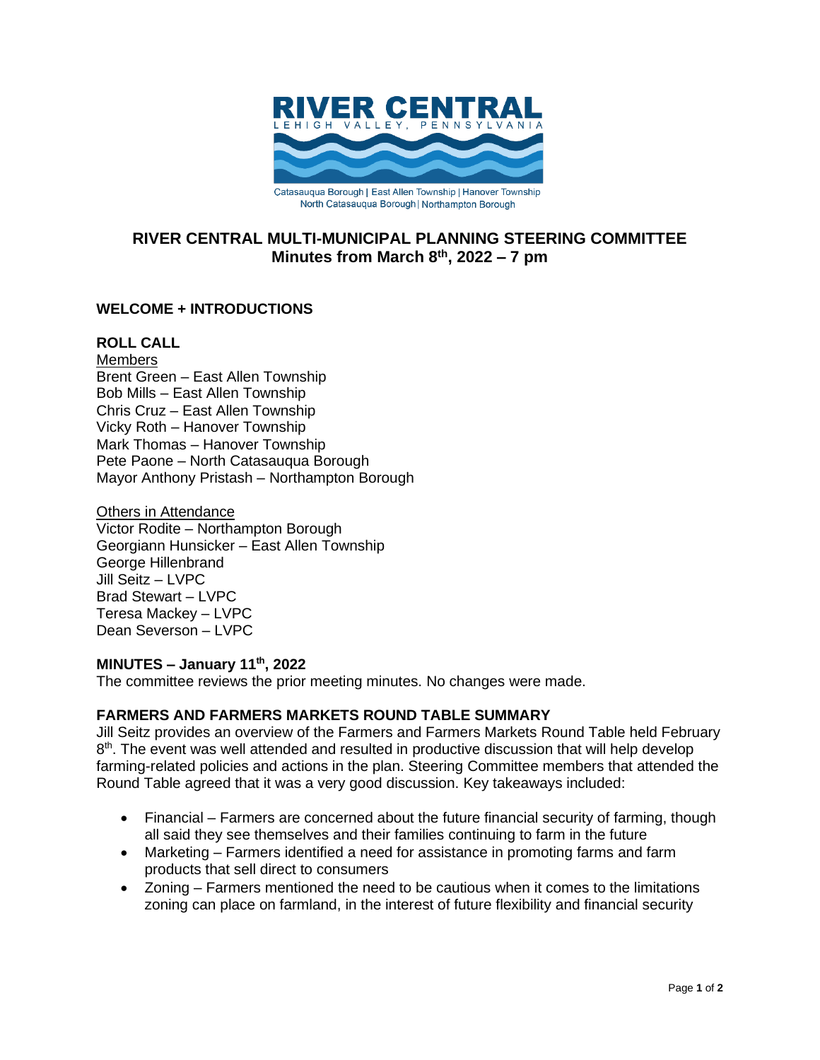RIVER CENTRAL
LEHIGH VALLEY, PENNSYLVANIA

Catasauqua Borough | East Allen Township | Hanover Township
North Catasauqua Borough | Northampton Borough

# RIVER CENTRAL MULTI-MUNICIPAL PLANNING STEERING COMMITTEE
## Minutes from March 8th, 2022 – 7 pm

### WELCOME + INTRODUCTIONS

### ROLL CALL

Members
Brent Green – East Allen Township
Bob Mills – East Allen Township
Chris Cruz – East Allen Township
Vicky Roth – Hanover Township
Mark Thomas – Hanover Township
Pete Paone – North Catasauqua Borough
Mayor Anthony Pristash – Northampton Borough

Others in Attendance
Victor Rodite – Northampton Borough
Georgiann Hunsicker – East Allen Township
George Hillenbrand
Jill Seitz – LVPC
Brad Stewart – LVPC
Teresa Mackey – LVPC
Dean Severson – LVPC

### MINUTES – January 11th, 2022

The committee reviews the prior meeting minutes. No changes were made.

### FARMERS AND FARMERS MARKETS ROUND TABLE SUMMARY

Jill Seitz provides an overview of the Farmers and Farmers Markets Round Table held February 8th. The event was well attended and resulted in productive discussion that will help develop farming-related policies and actions in the plan. Steering Committee members that attended the Round Table agreed that it was a very good discussion. Key takeaways included:

- Financial – Farmers are concerned about the future financial security of farming, though all said they see themselves and their families continuing to farm in the future
- Marketing – Farmers identified a need for assistance in promoting farms and farm products that sell direct to consumers
- Zoning – Farmers mentioned the need to be cautious when it comes to the limitations zoning can place on farmland, in the interest of future flexibility and financial security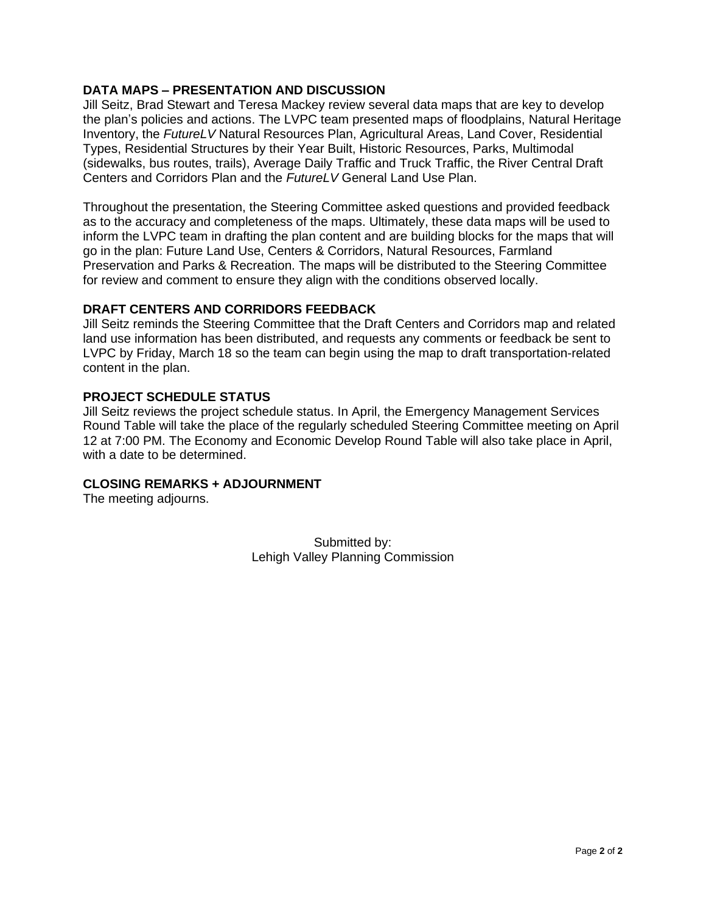## DATA MAPS – PRESENTATION AND DISCUSSION

Jill Seitz, Brad Stewart and Teresa Mackey review several data maps that are key to develop the plan's policies and actions. The LVPC team presented maps of floodplains, Natural Heritage Inventory, the *FutureLV* Natural Resources Plan, Agricultural Areas, Land Cover, Residential Types, Residential Structures by their Year Built, Historic Resources, Parks, Multimodal (sidewalks, bus routes, trails), Average Daily Traffic and Truck Traffic, the River Central Draft Centers and Corridors Plan and the *FutureLV* General Land Use Plan.

Throughout the presentation, the Steering Committee asked questions and provided feedback as to the accuracy and completeness of the maps. Ultimately, these data maps will be used to inform the LVPC team in drafting the plan content and are building blocks for the maps that will go in the plan: Future Land Use, Centers & Corridors, Natural Resources, Farmland Preservation and Parks & Recreation. The maps will be distributed to the Steering Committee for review and comment to ensure they align with the conditions observed locally.

## DRAFT CENTERS AND CORRIDORS FEEDBACK

Jill Seitz reminds the Steering Committee that the Draft Centers and Corridors map and related land use information has been distributed, and requests any comments or feedback be sent to LVPC by Friday, March 18 so the team can begin using the map to draft transportation-related content in the plan.

## PROJECT SCHEDULE STATUS

Jill Seitz reviews the project schedule status. In April, the Emergency Management Services Round Table will take the place of the regularly scheduled Steering Committee meeting on April 12 at 7:00 PM. The Economy and Economic Develop Round Table will also take place in April, with a date to be determined.

## CLOSING REMARKS + ADJOURNMENT

The meeting adjourns.

Submitted by:
Lehigh Valley Planning Commission